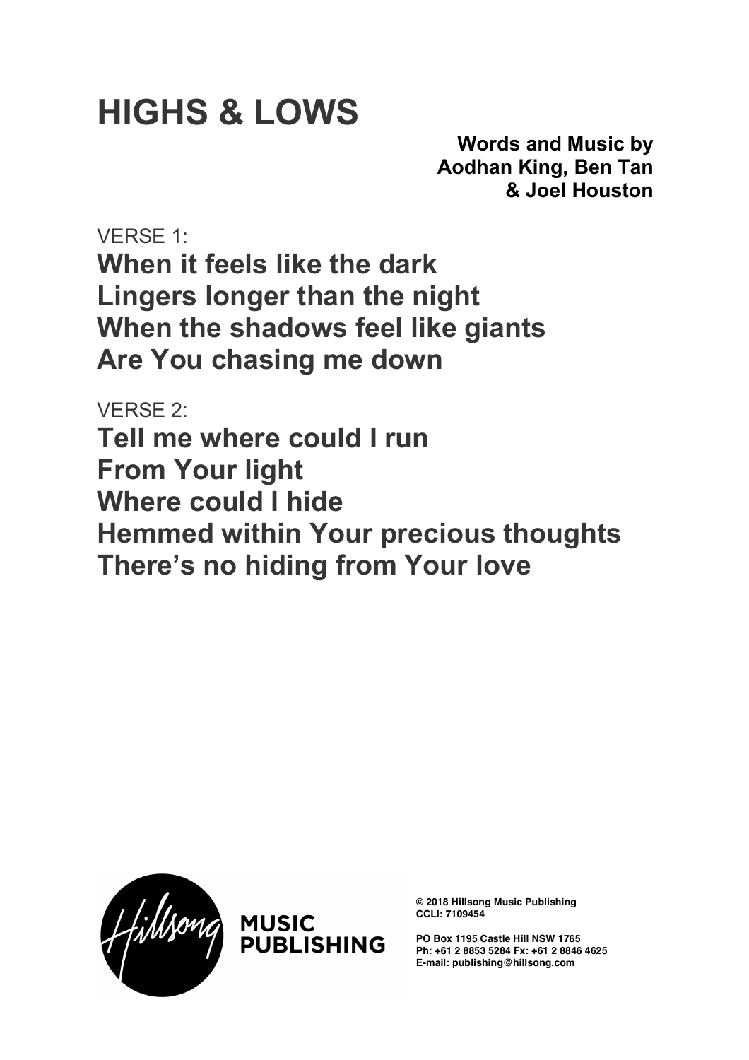# HIGHS & LOWS

**Words and Music by
Aodhan King, Ben Tan
& Joel Houston**

VERSE 1:

**When it feels like the dark
Lingers longer than the night
When the shadows feel like giants
Are You chasing me down**

VERSE 2:

**Tell me where could I run
From Your light
Where could I hide
Hemmed within Your precious thoughts
There's no hiding from Your love**

Hillsong MUSIC PUBLISHING

**© 2018 Hillsong Music Publishing
CCLI: 7109454**

**PO Box 1195 Castle Hill NSW 1765
Ph: +61 2 8853 5284 Fx: +61 2 8846 4625
E-mail: publishing@hillsong.com**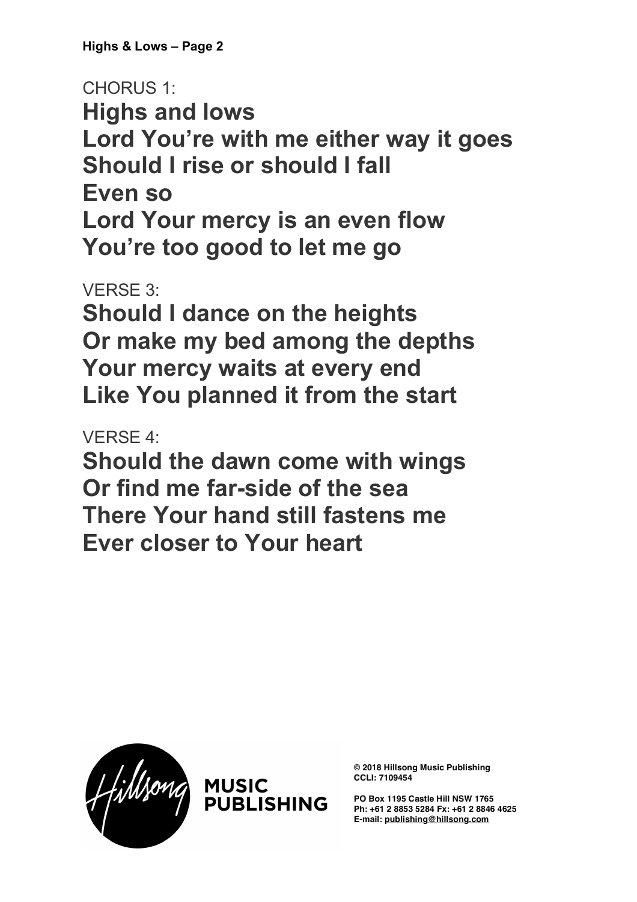CHORUS 1:

**Highs and lows**
**Lord You're with me either way it goes**
**Should I rise or should I fall**
**Even so**
**Lord Your mercy is an even flow**
**You're too good to let me go**

VERSE 3:

**Should I dance on the heights**
**Or make my bed among the depths**
**Your mercy waits at every end**
**Like You planned it from the start**

VERSE 4:

**Should the dawn come with wings**
**Or find me far-side of the sea**
**There Your hand still fastens me**
**Ever closer to Your heart**

Hillsong MUSIC PUBLISHING

**© 2018 Hillsong Music Publishing**
**CCLI: 7109454**

**PO Box 1195 Castle Hill NSW 1765**
**Ph: +61 2 8853 5284 Fx: +61 2 8846 4625**
**E-mail: publishing@hillsong.com**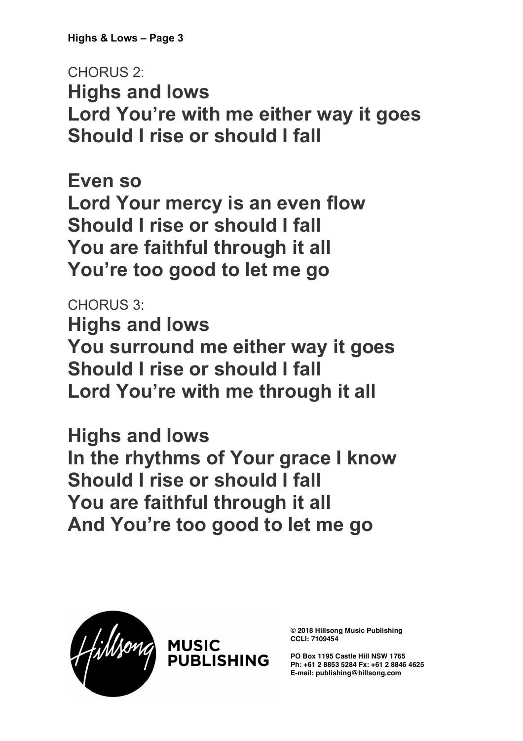CHORUS 2:

**Highs and lows**
**Lord You're with me either way it goes**
**Should I rise or should I fall**

**Even so**
**Lord Your mercy is an even flow**
**Should I rise or should I fall**
**You are faithful through it all**
**You're too good to let me go**

CHORUS 3:

**Highs and lows**
**You surround me either way it goes**
**Should I rise or should I fall**
**Lord You're with me through it all**

**Highs and lows**
**In the rhythms of Your grace I know**
**Should I rise or should I fall**
**You are faithful through it all**
**And You're too good to let me go**

Hillsong MUSIC PUBLISHING

**© 2018 Hillsong Music Publishing**
**CCLI: 7109454**

**PO Box 1195 Castle Hill NSW 1765**
**Ph: +61 2 8853 5284 Fx: +61 2 8846 4625**
**E-mail: publishing@hillsong.com**